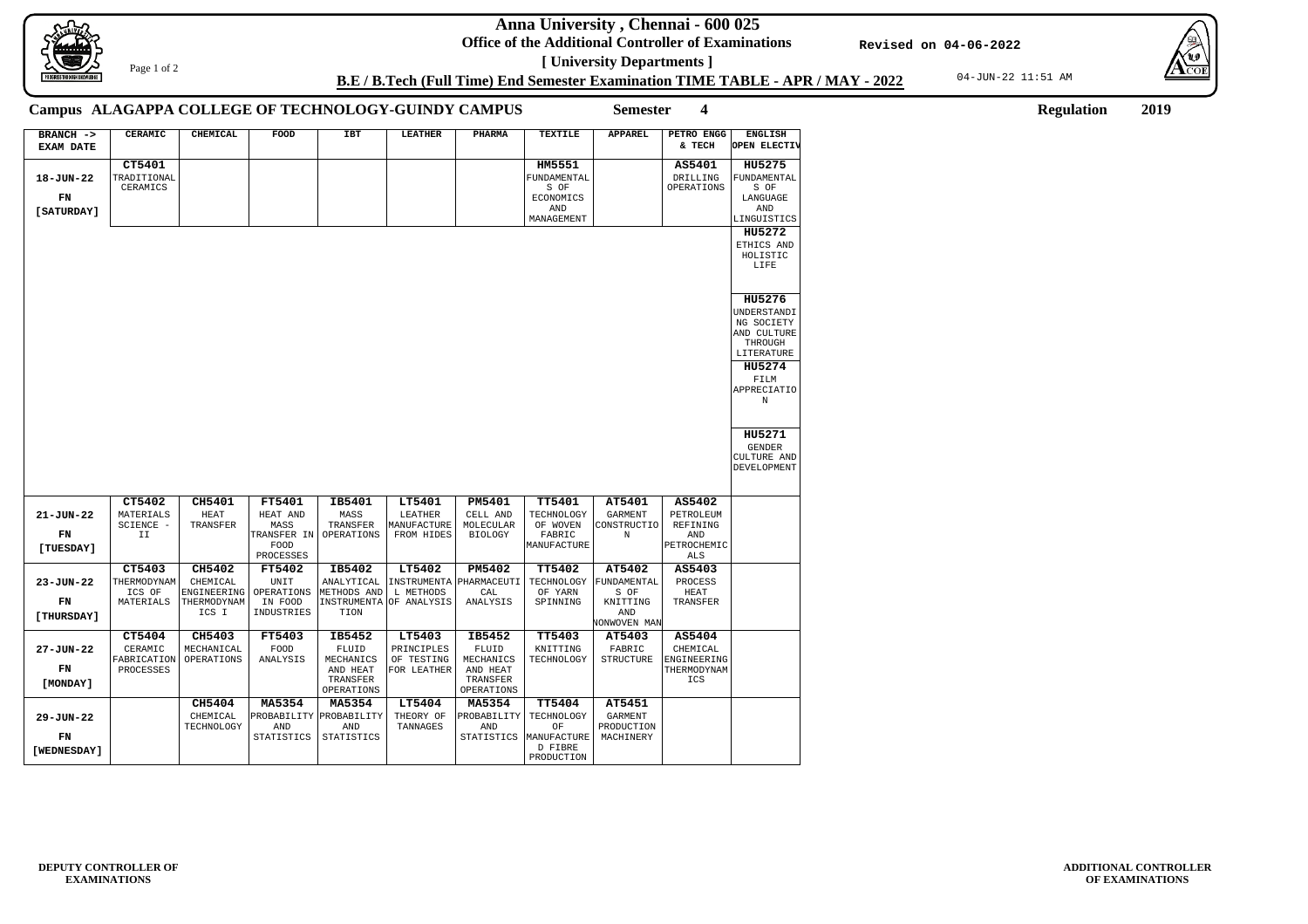# Anna University , Chennai - 600 025

**Office of the Additional Controller of Examinations**

**[ University Departments ]**

**B.E / B.Tech (Full Time) End Semester Examination TIME TABLE - APR / MAY - 2022**

Revised on 04-06-2022

04-JUN-22 11:51 AM

**Campus ALAGAPPA COLLEGE OF TECHNOLOGY-GUINDY CAMPUS** **Semester 4** **Regulation 2019**

| BRANCH -> EXAM DATE | CERAMIC | CHEMICAL | FOOD | IBT | LEATHER | PHARMA | TEXTILE | APPAREL | PETRO ENGG & TECH | ENGLISH OPEN ELECTIV |
|---|---|---|---|---|---|---|---|---|---|---|
| 18-JUN-22 FN [SATURDAY] | **CT5401** TRADITIONAL CERAMICS | | | | | | **HM5551** FUNDAMENTALS OF ECONOMICS AND MANAGEMENT | | **AS5401** DRILLING OPERATIONS | **HU5275** FUNDAMENTALS OF LANGUAGE AND LINGUISTICS<br>**HU5272** ETHICS AND HOLISTIC LIFE<br>**HU5276** UNDERSTANDING SOCIETY AND CULTURE THROUGH LITERATURE<br>**HU5274** FILM APPRECIATION<br>**HU5271** GENDER CULTURE AND DEVELOPMENT |
| 21-JUN-22 FN [TUESDAY] | **CT5402** MATERIALS SCIENCE - II | **CH5401** HEAT TRANSFER | **FT5401** HEAT AND MASS TRANSFER IN FOOD PROCESSES | **IB5401** MASS TRANSFER OPERATIONS | **LT5401** LEATHER MANUFACTURE FROM HIDES | **PM5401** CELL AND MOLECULAR BIOLOGY | **TT5401** TECHNOLOGY OF WOVEN FABRIC MANUFACTURE | **AT5401** GARMENT CONSTRUCTION | **AS5402** PETROLEUM REFINING AND PETROCHEMICALS | |
| 23-JUN-22 FN [THURSDAY] | **CT5403** THERMODYNAMICS OF MATERIALS | **CH5402** CHEMICAL ENGINEERING THERMODYNAMICS I | **FT5402** UNIT OPERATIONS IN FOOD INDUSTRIES | **IB5402** ANALYTICAL METHODS AND INSTRUMENTATION | **LT5402** INSTRUMENTAL METHODS OF ANALYSIS | **PM5402** PHARMACEUTICAL ANALYSIS | **TT5402** TECHNOLOGY OF YARN SPINNING | **AT5402** FUNDAMENTALS OF KNITTING AND NONWOVEN MAN | **AS5403** PROCESS HEAT TRANSFER | |
| 27-JUN-22 FN [MONDAY] | **CT5404** CERAMIC FABRICATION PROCESSES | **CH5403** MECHANICAL OPERATIONS | **FT5403** FOOD ANALYSIS | **IB5452** FLUID MECHANICS AND HEAT TRANSFER OPERATIONS | **LT5403** PRINCIPLES OF TESTING FOR LEATHER | **IB5452** FLUID MECHANICS AND HEAT TRANSFER OPERATIONS | **TT5403** KNITTING TECHNOLOGY | **AT5403** FABRIC STRUCTURE | **AS5404** CHEMICAL ENGINEERING THERMODYNAMICS | |
| 29-JUN-22 FN [WEDNESDAY] | | **CH5404** CHEMICAL TECHNOLOGY | **MA5354** PROBABILITY AND STATISTICS | **MA5354** PROBABILITY AND STATISTICS | **LT5404** THEORY OF TANNAGES | **MA5354** PROBABILITY AND STATISTICS | **TT5404** TECHNOLOGY OF MANUFACTURED FIBRE PRODUCTION | **AT5451** GARMENT PRODUCTION MACHINERY | | |

**DEPUTY CONTROLLER OF EXAMINATIONS**

**ADDITIONAL CONTROLLER OF EXAMINATIONS**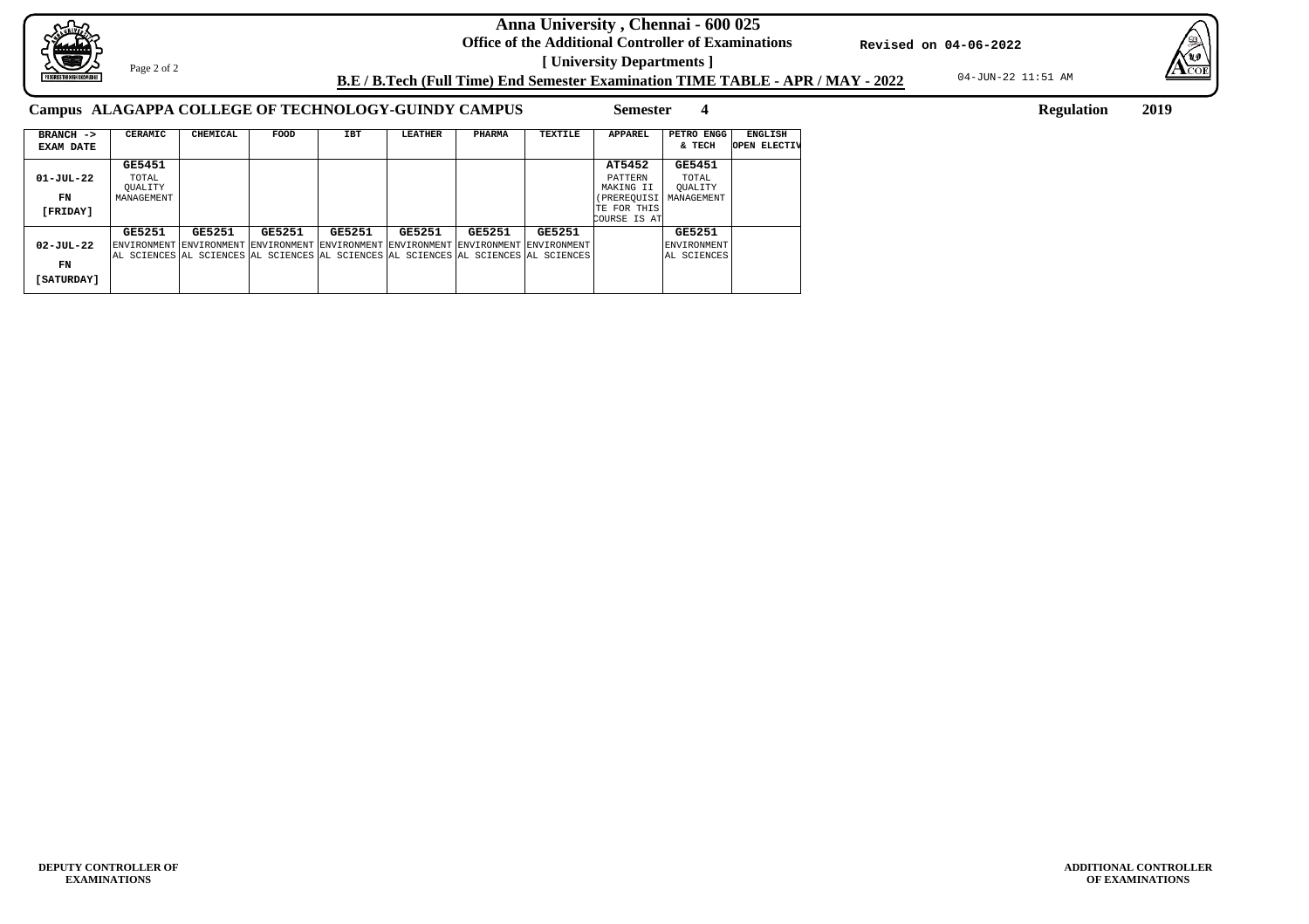# Anna University , Chennai - 600 025

**Office of the Additional Controller of Examinations**

**[ University Departments ]**

Revised on 04-06-2022

**B.E / B.Tech (Full Time) End Semester Examination TIME TABLE - APR / MAY - 2022**

04-JUN-22 11:51 AM

**Campus ALAGAPPA COLLEGE OF TECHNOLOGY-GUINDY CAMPUS** **Semester 4** **Regulation 2019**

| BRANCH -> EXAM DATE | CERAMIC | CHEMICAL | FOOD | IBT | LEATHER | PHARMA | TEXTILE | APPAREL | PETRO ENGG & TECH | ENGLISH OPEN ELECTIV |
|---|---|---|---|---|---|---|---|---|---|---|
| 01-JUL-22 FN [FRIDAY] | GE5451 TOTAL QUALITY MANAGEMENT | | | | | | | AT5452 PATTERN MAKING II (PREREQUISI TE FOR THIS COURSE IS AT | GE5451 TOTAL QUALITY MANAGEMENT | |
| 02-JUL-22 FN [SATURDAY] | GE5251 ENVIRONMENT AL SCIENCES | GE5251 ENVIRONMENT AL SCIENCES | GE5251 ENVIRONMENT AL SCIENCES | GE5251 ENVIRONMENT AL SCIENCES | GE5251 ENVIRONMENT AL SCIENCES | GE5251 ENVIRONMENT AL SCIENCES | GE5251 ENVIRONMENT AL SCIENCES | | GE5251 ENVIRONMENT AL SCIENCES | |

**DEPUTY CONTROLLER OF EXAMINATIONS**

**ADDITIONAL CONTROLLER OF EXAMINATIONS**